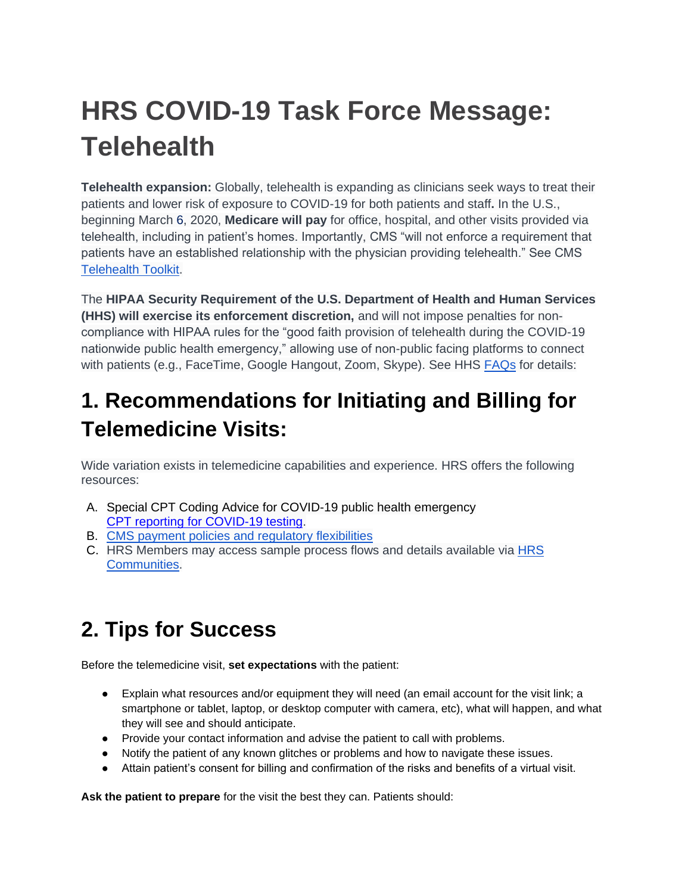# HRS COVID-19 Task Force Message: Telehealth

**Telehealth expansion:** Globally, telehealth is expanding as clinicians seek ways to treat their patients and lower risk of exposure to COVID-19 for both patients and staff**.** In the U.S., beginning March 6, 2020, **Medicare will pay** for office, hospital, and other visits provided via telehealth, including in patient's homes. Importantly, CMS "will not enforce a requirement that patients have an established relationship with the physician providing telehealth." See CMS Telehealth Toolkit.

The **HIPAA Security Requirement of the U.S. Department of Health and Human Services (HHS) will exercise its enforcement discretion,** and will not impose penalties for non-compliance with HIPAA rules for the "good faith provision of telehealth during the COVID-19 nationwide public health emergency," allowing use of non-public facing platforms to connect with patients (e.g., FaceTime, Google Hangout, Zoom, Skype). See HHS FAQs for details:

## 1. Recommendations for Initiating and Billing for Telemedicine Visits:

Wide variation exists in telemedicine capabilities and experience. HRS offers the following resources:

A. Special CPT Coding Advice for COVID-19 public health emergency
   CPT reporting for COVID-19 testing.
B. CMS payment policies and regulatory flexibilities
C. HRS Members may access sample process flows and details available via HRS Communities.

## 2. Tips for Success

Before the telemedicine visit, **set expectations** with the patient:

- Explain what resources and/or equipment they will need (an email account for the visit link; a smartphone or tablet, laptop, or desktop computer with camera, etc), what will happen, and what they will see and should anticipate.
- Provide your contact information and advise the patient to call with problems.
- Notify the patient of any known glitches or problems and how to navigate these issues.
- Attain patient's consent for billing and confirmation of the risks and benefits of a virtual visit.

**Ask the patient to prepare** for the visit the best they can. Patients should: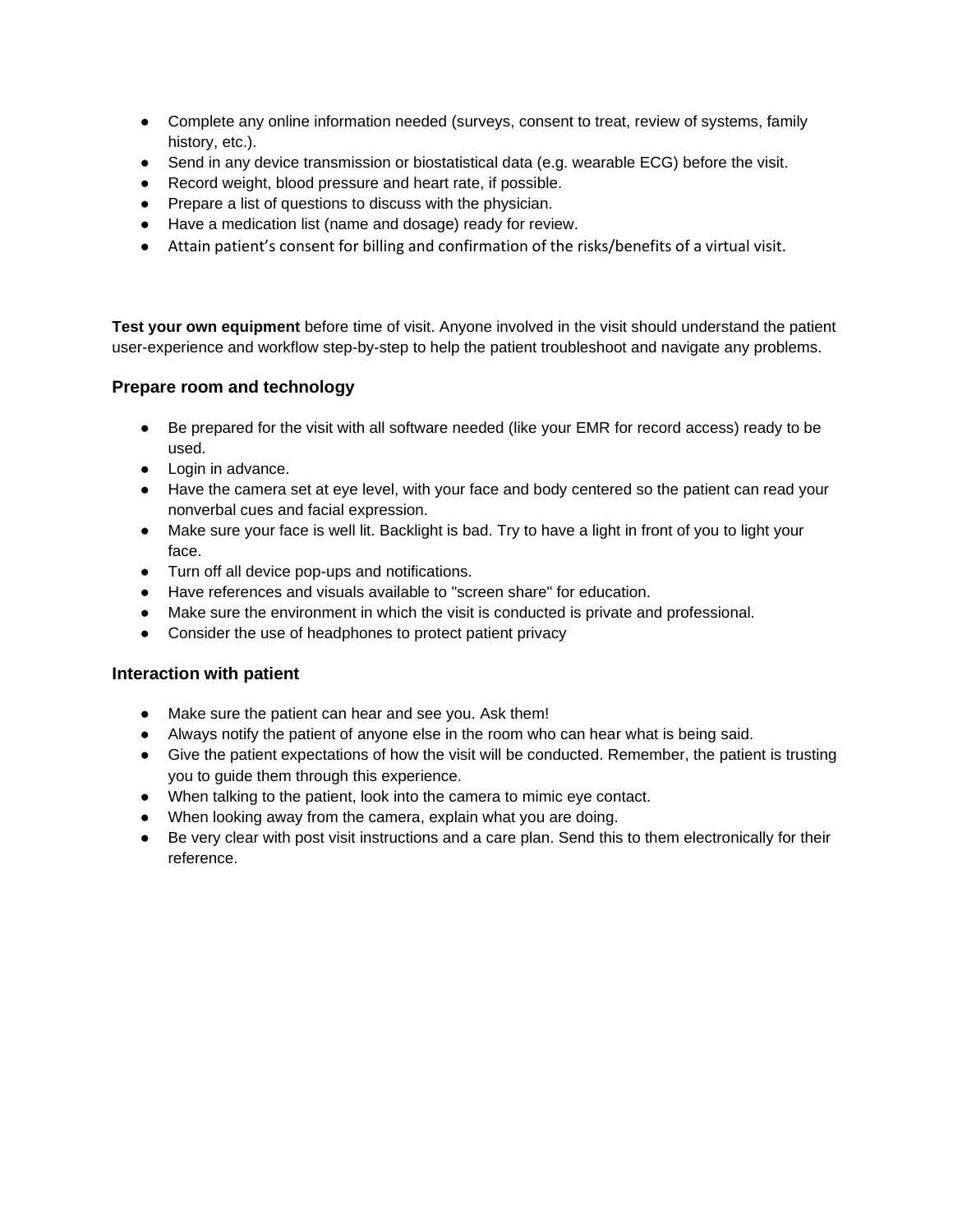- Complete any online information needed (surveys, consent to treat, review of systems, family history, etc.).
- Send in any device transmission or biostatistical data (e.g. wearable ECG) before the visit.
- Record weight, blood pressure and heart rate, if possible.
- Prepare a list of questions to discuss with the physician.
- Have a medication list (name and dosage) ready for review.
- Attain patient's consent for billing and confirmation of the risks/benefits of a virtual visit.

**Test your own equipment** before time of visit. Anyone involved in the visit should understand the patient user-experience and workflow step-by-step to help the patient troubleshoot and navigate any problems.

### Prepare room and technology

- Be prepared for the visit with all software needed (like your EMR for record access) ready to be used.
- Login in advance.
- Have the camera set at eye level, with your face and body centered so the patient can read your nonverbal cues and facial expression.
- Make sure your face is well lit. Backlight is bad. Try to have a light in front of you to light your face.
- Turn off all device pop-ups and notifications.
- Have references and visuals available to "screen share" for education.
- Make sure the environment in which the visit is conducted is private and professional.
- Consider the use of headphones to protect patient privacy

### Interaction with patient

- Make sure the patient can hear and see you. Ask them!
- Always notify the patient of anyone else in the room who can hear what is being said.
- Give the patient expectations of how the visit will be conducted. Remember, the patient is trusting you to guide them through this experience.
- When talking to the patient, look into the camera to mimic eye contact.
- When looking away from the camera, explain what you are doing.
- Be very clear with post visit instructions and a care plan. Send this to them electronically for their reference.